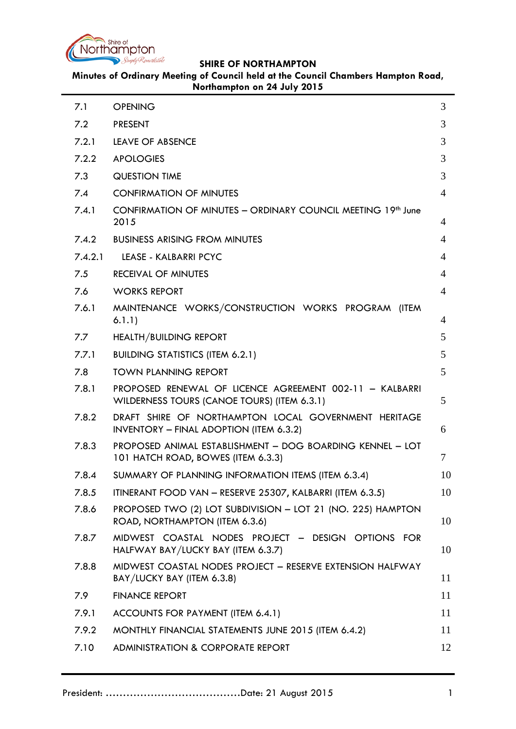**SHIRE OF NORTHAMPTON**

**Minutes of Ordinary Meeting of Council held at the Council Chambers Hampton Road, Northampton on 24 July 2015**

| | | |
|---|---|---|
| 7.1 | OPENING | 3 |
| 7.2 | PRESENT | 3 |
| 7.2.1 | LEAVE OF ABSENCE | 3 |
| 7.2.2 | APOLOGIES | 3 |
| 7.3 | QUESTION TIME | 3 |
| 7.4 | CONFIRMATION OF MINUTES | 4 |
| 7.4.1 | CONFIRMATION OF MINUTES – ORDINARY COUNCIL MEETING 19th June 2015 | 4 |
| 7.4.2 | BUSINESS ARISING FROM MINUTES | 4 |
| 7.4.2.1 | LEASE - KALBARRI PCYC | 4 |
| 7.5 | RECEIVAL OF MINUTES | 4 |
| 7.6 | WORKS REPORT | 4 |
| 7.6.1 | MAINTENANCE WORKS/CONSTRUCTION WORKS PROGRAM (ITEM 6.1.1) | 4 |
| 7.7 | HEALTH/BUILDING REPORT | 5 |
| 7.7.1 | BUILDING STATISTICS (ITEM 6.2.1) | 5 |
| 7.8 | TOWN PLANNING REPORT | 5 |
| 7.8.1 | PROPOSED RENEWAL OF LICENCE AGREEMENT 002-11 – KALBARRI WILDERNESS TOURS (CANOE TOURS) (ITEM 6.3.1) | 5 |
| 7.8.2 | DRAFT SHIRE OF NORTHAMPTON LOCAL GOVERNMENT HERITAGE INVENTORY – FINAL ADOPTION (ITEM 6.3.2) | 6 |
| 7.8.3 | PROPOSED ANIMAL ESTABLISHMENT – DOG BOARDING KENNEL – LOT 101 HATCH ROAD, BOWES (ITEM 6.3.3) | 7 |
| 7.8.4 | SUMMARY OF PLANNING INFORMATION ITEMS (ITEM 6.3.4) | 10 |
| 7.8.5 | ITINERANT FOOD VAN – RESERVE 25307, KALBARRI (ITEM 6.3.5) | 10 |
| 7.8.6 | PROPOSED TWO (2) LOT SUBDIVISION – LOT 21 (NO. 225) HAMPTON ROAD, NORTHAMPTON (ITEM 6.3.6) | 10 |
| 7.8.7 | MIDWEST COASTAL NODES PROJECT – DESIGN OPTIONS FOR HALFWAY BAY/LUCKY BAY (ITEM 6.3.7) | 10 |
| 7.8.8 | MIDWEST COASTAL NODES PROJECT – RESERVE EXTENSION HALFWAY BAY/LUCKY BAY (ITEM 6.3.8) | 11 |
| 7.9 | FINANCE REPORT | 11 |
| 7.9.1 | ACCOUNTS FOR PAYMENT (ITEM 6.4.1) | 11 |
| 7.9.2 | MONTHLY FINANCIAL STATEMENTS JUNE 2015 (ITEM 6.4.2) | 11 |
| 7.10 | ADMINISTRATION & CORPORATE REPORT | 12 |

President: ......................................Date: 21 August 2015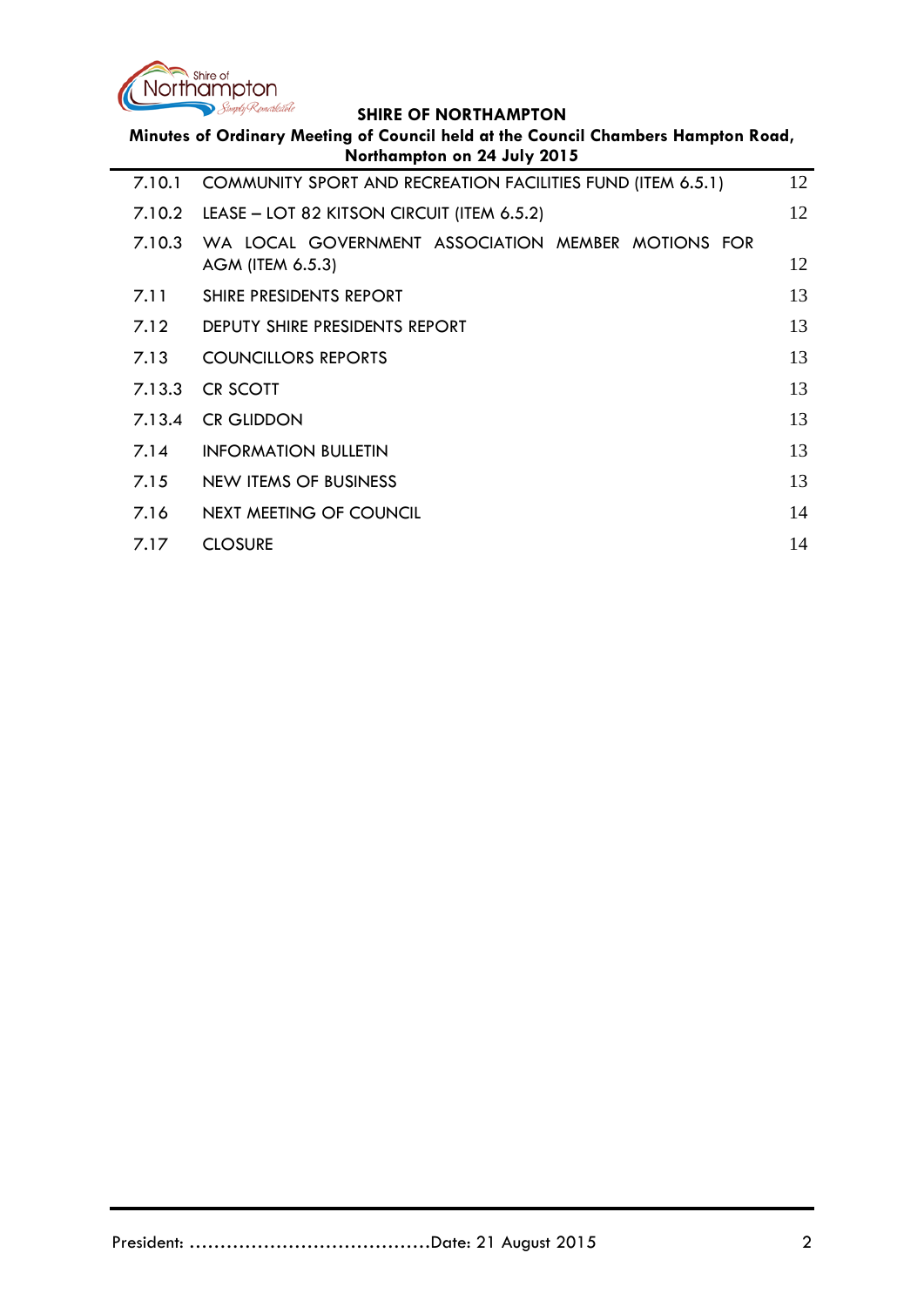| | | |
|---|---|---|
| 7.10.1 | COMMUNITY SPORT AND RECREATION FACILITIES FUND (ITEM 6.5.1) | 12 |
| 7.10.2 | LEASE – LOT 82 KITSON CIRCUIT (ITEM 6.5.2) | 12 |
| 7.10.3 | WA LOCAL GOVERNMENT ASSOCIATION MEMBER MOTIONS FOR AGM (ITEM 6.5.3) | 12 |
| 7.11 | SHIRE PRESIDENTS REPORT | 13 |
| 7.12 | DEPUTY SHIRE PRESIDENTS REPORT | 13 |
| 7.13 | COUNCILLORS REPORTS | 13 |
| 7.13.3 | CR SCOTT | 13 |
| 7.13.4 | CR GLIDDON | 13 |
| 7.14 | INFORMATION BULLETIN | 13 |
| 7.15 | NEW ITEMS OF BUSINESS | 13 |
| 7.16 | NEXT MEETING OF COUNCIL | 14 |
| 7.17 | CLOSURE | 14 |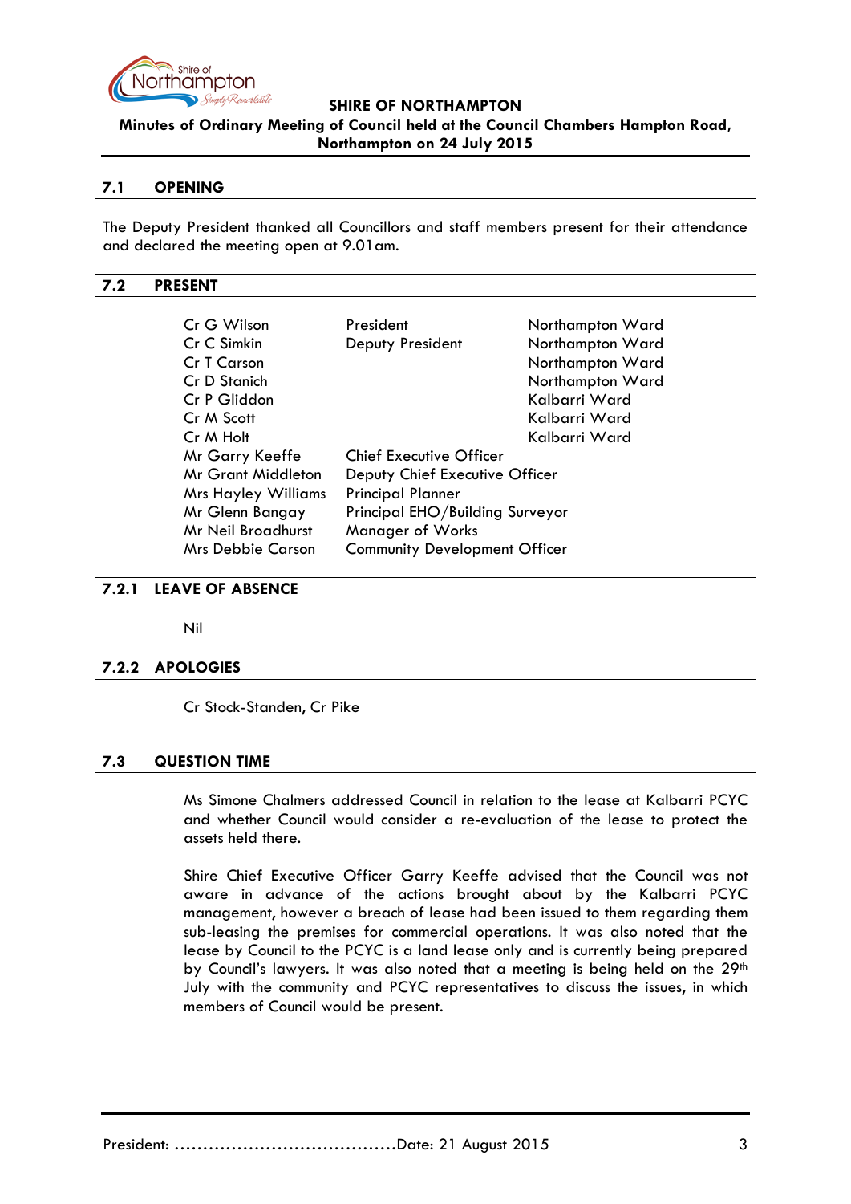## 7.1 OPENING

The Deputy President thanked all Councillors and staff members present for their attendance and declared the meeting open at 9.01am.

## 7.2 PRESENT

| | | |
|---|---|---|
| Cr G Wilson | President | Northampton Ward |
| Cr C Simkin | Deputy President | Northampton Ward |
| Cr T Carson | | Northampton Ward |
| Cr D Stanich | | Northampton Ward |
| Cr P Gliddon | | Kalbarri Ward |
| Cr M Scott | | Kalbarri Ward |
| Cr M Holt | | Kalbarri Ward |
| Mr Garry Keeffe | Chief Executive Officer | |
| Mr Grant Middleton | Deputy Chief Executive Officer | |
| Mrs Hayley Williams | Principal Planner | |
| Mr Glenn Bangay | Principal EHO/Building Surveyor | |
| Mr Neil Broadhurst | Manager of Works | |
| Mrs Debbie Carson | Community Development Officer | |

## 7.2.1 LEAVE OF ABSENCE

Nil

## 7.2.2 APOLOGIES

Cr Stock-Standen, Cr Pike

## 7.3 QUESTION TIME

Ms Simone Chalmers addressed Council in relation to the lease at Kalbarri PCYC and whether Council would consider a re-evaluation of the lease to protect the assets held there.

Shire Chief Executive Officer Garry Keeffe advised that the Council was not aware in advance of the actions brought about by the Kalbarri PCYC management, however a breach of lease had been issued to them regarding them sub-leasing the premises for commercial operations. It was also noted that the lease by Council to the PCYC is a land lease only and is currently being prepared by Council's lawyers. It was also noted that a meeting is being held on the 29th July with the community and PCYC representatives to discuss the issues, in which members of Council would be present.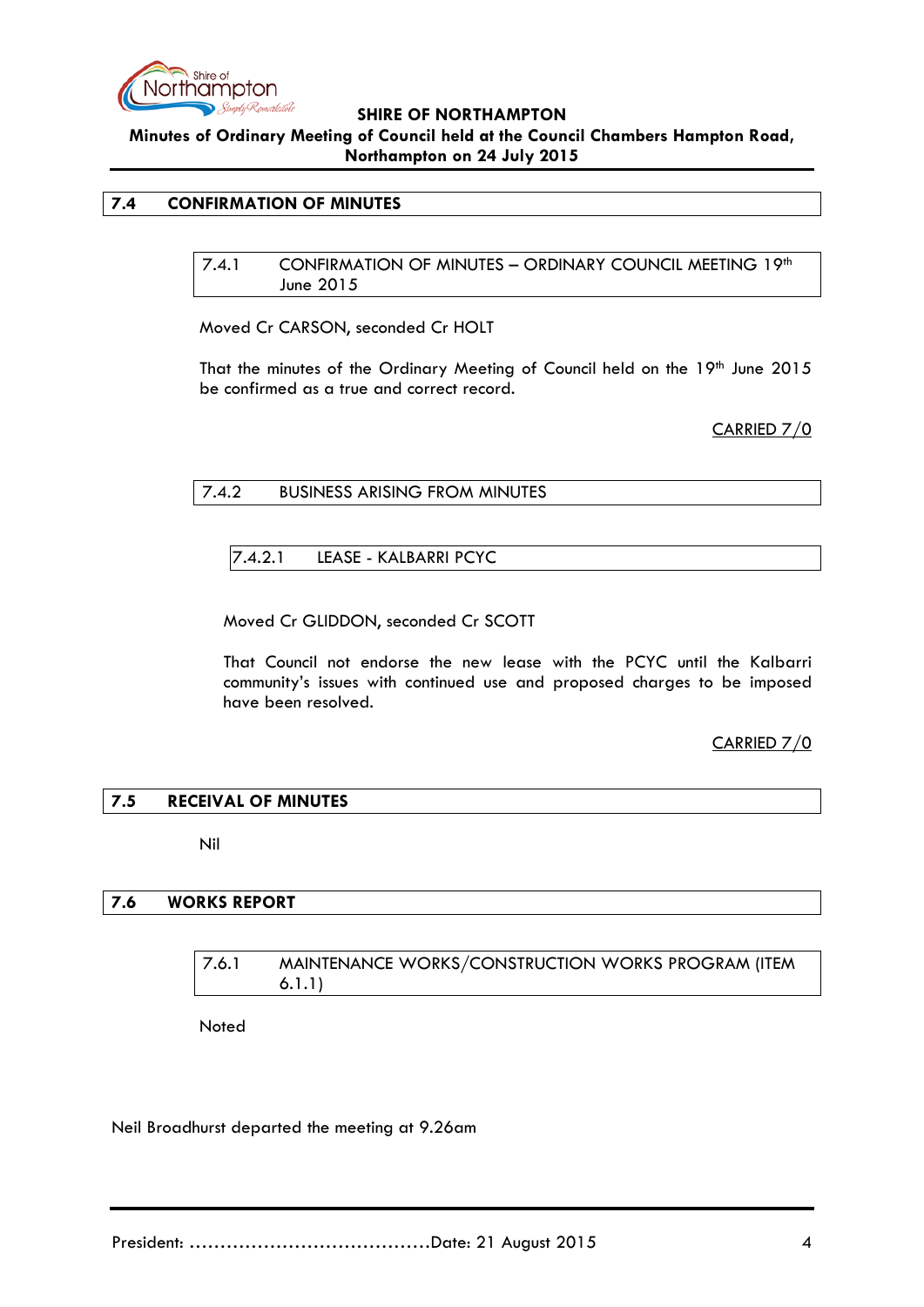## 7.4 CONFIRMATION OF MINUTES

### 7.4.1 CONFIRMATION OF MINUTES – ORDINARY COUNCIL MEETING 19th June 2015

Moved Cr CARSON, seconded Cr HOLT

That the minutes of the Ordinary Meeting of Council held on the 19th June 2015 be confirmed as a true and correct record.

CARRIED 7/0

### 7.4.2 BUSINESS ARISING FROM MINUTES

#### 7.4.2.1 LEASE - KALBARRI PCYC

Moved Cr GLIDDON, seconded Cr SCOTT

That Council not endorse the new lease with the PCYC until the Kalbarri community's issues with continued use and proposed charges to be imposed have been resolved.

CARRIED 7/0

## 7.5 RECEIVAL OF MINUTES

Nil

## 7.6 WORKS REPORT

### 7.6.1 MAINTENANCE WORKS/CONSTRUCTION WORKS PROGRAM (ITEM 6.1.1)

Noted

Neil Broadhurst departed the meeting at 9.26am

President: ……………………………………Date: 21 August 2015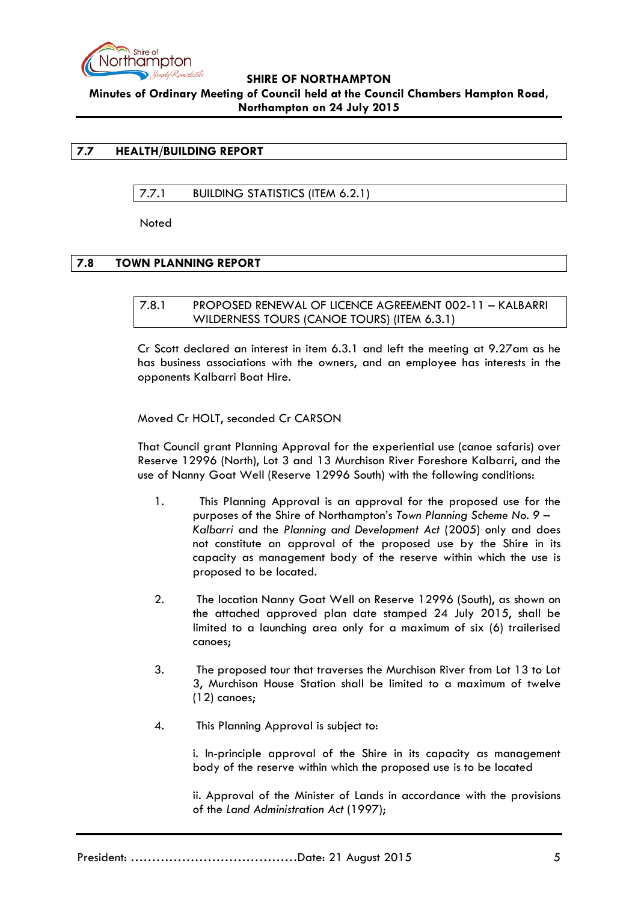## 7.7 HEALTH/BUILDING REPORT

### 7.7.1 BUILDING STATISTICS (ITEM 6.2.1)

Noted

## 7.8 TOWN PLANNING REPORT

### 7.8.1 PROPOSED RENEWAL OF LICENCE AGREEMENT 002-11 – KALBARRI WILDERNESS TOURS (CANOE TOURS) (ITEM 6.3.1)

Cr Scott declared an interest in item 6.3.1 and left the meeting at 9.27am as he has business associations with the owners, and an employee has interests in the opponents Kalbarri Boat Hire.

Moved Cr HOLT, seconded Cr CARSON

That Council grant Planning Approval for the experiential use (canoe safaris) over Reserve 12996 (North), Lot 3 and 13 Murchison River Foreshore Kalbarri, and the use of Nanny Goat Well (Reserve 12996 South) with the following conditions:

1. This Planning Approval is an approval for the proposed use for the purposes of the Shire of Northampton's *Town Planning Scheme No. 9 – Kalbarri* and the *Planning and Development Act* (2005) only and does not constitute an approval of the proposed use by the Shire in its capacity as management body of the reserve within which the use is proposed to be located.

2. The location Nanny Goat Well on Reserve 12996 (South), as shown on the attached approved plan date stamped 24 July 2015, shall be limited to a launching area only for a maximum of six (6) trailerised canoes;

3. The proposed tour that traverses the Murchison River from Lot 13 to Lot 3, Murchison House Station shall be limited to a maximum of twelve (12) canoes;

4. This Planning Approval is subject to:

   i. In-principle approval of the Shire in its capacity as management body of the reserve within which the proposed use is to be located

   ii. Approval of the Minister of Lands in accordance with the provisions of the *Land Administration Act* (1997);

President: ……………………………………Date: 21 August 2015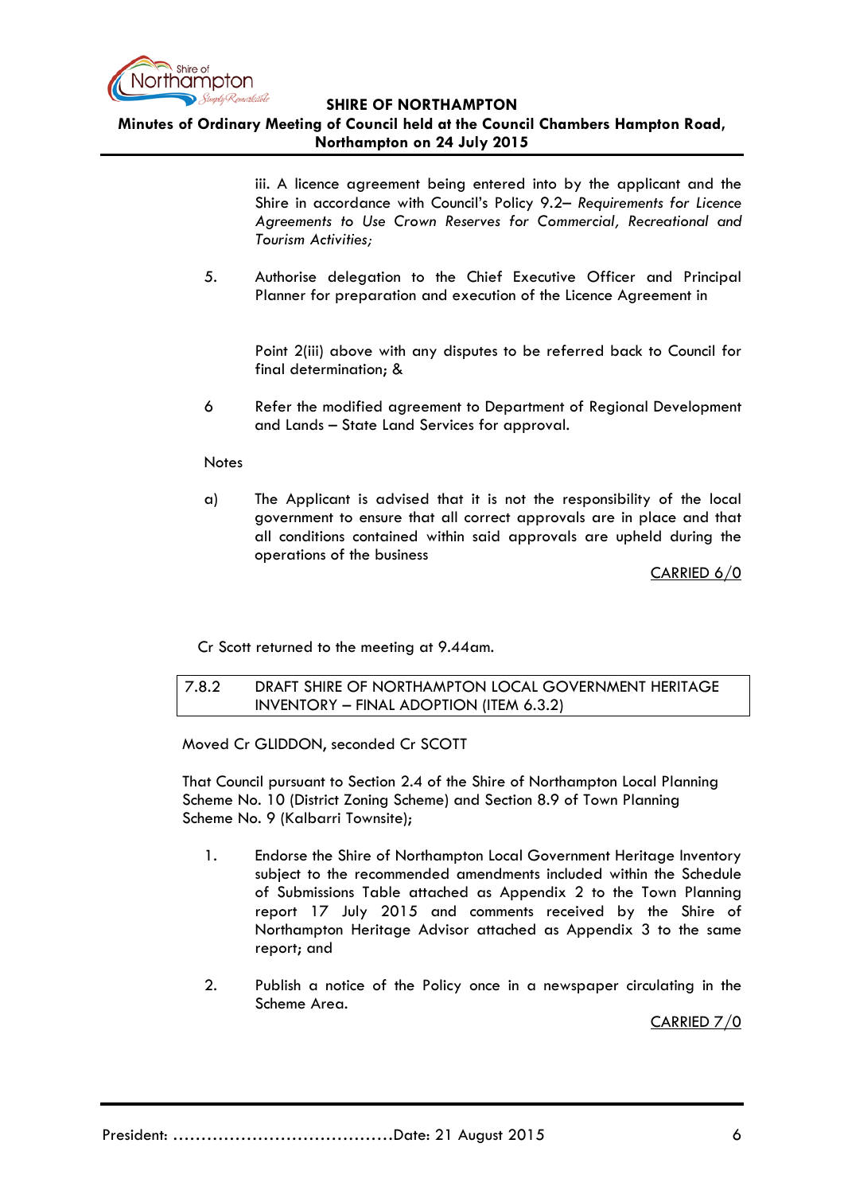iii. A licence agreement being entered into by the applicant and the Shire in accordance with Council's Policy 9.2– *Requirements for Licence Agreements to Use Crown Reserves for Commercial, Recreational and Tourism Activities;*

5. Authorise delegation to the Chief Executive Officer and Principal Planner for preparation and execution of the Licence Agreement in

   Point 2(iii) above with any disputes to be referred back to Council for final determination; &

6 Refer the modified agreement to Department of Regional Development and Lands – State Land Services for approval.

Notes

a) The Applicant is advised that it is not the responsibility of the local government to ensure that all correct approvals are in place and that all conditions contained within said approvals are upheld during the operations of the business

<u>CARRIED 6/0</u>

Cr Scott returned to the meeting at 9.44am.

| 7.8.2 | DRAFT SHIRE OF NORTHAMPTON LOCAL GOVERNMENT HERITAGE INVENTORY – FINAL ADOPTION (ITEM 6.3.2) |
|---|---|

Moved Cr GLIDDON, seconded Cr SCOTT

That Council pursuant to Section 2.4 of the Shire of Northampton Local Planning Scheme No. 10 (District Zoning Scheme) and Section 8.9 of Town Planning Scheme No. 9 (Kalbarri Townsite);

1. Endorse the Shire of Northampton Local Government Heritage Inventory subject to the recommended amendments included within the Schedule of Submissions Table attached as Appendix 2 to the Town Planning report 17 July 2015 and comments received by the Shire of Northampton Heritage Advisor attached as Appendix 3 to the same report; and

2. Publish a notice of the Policy once in a newspaper circulating in the Scheme Area.

<u>CARRIED 7/0</u>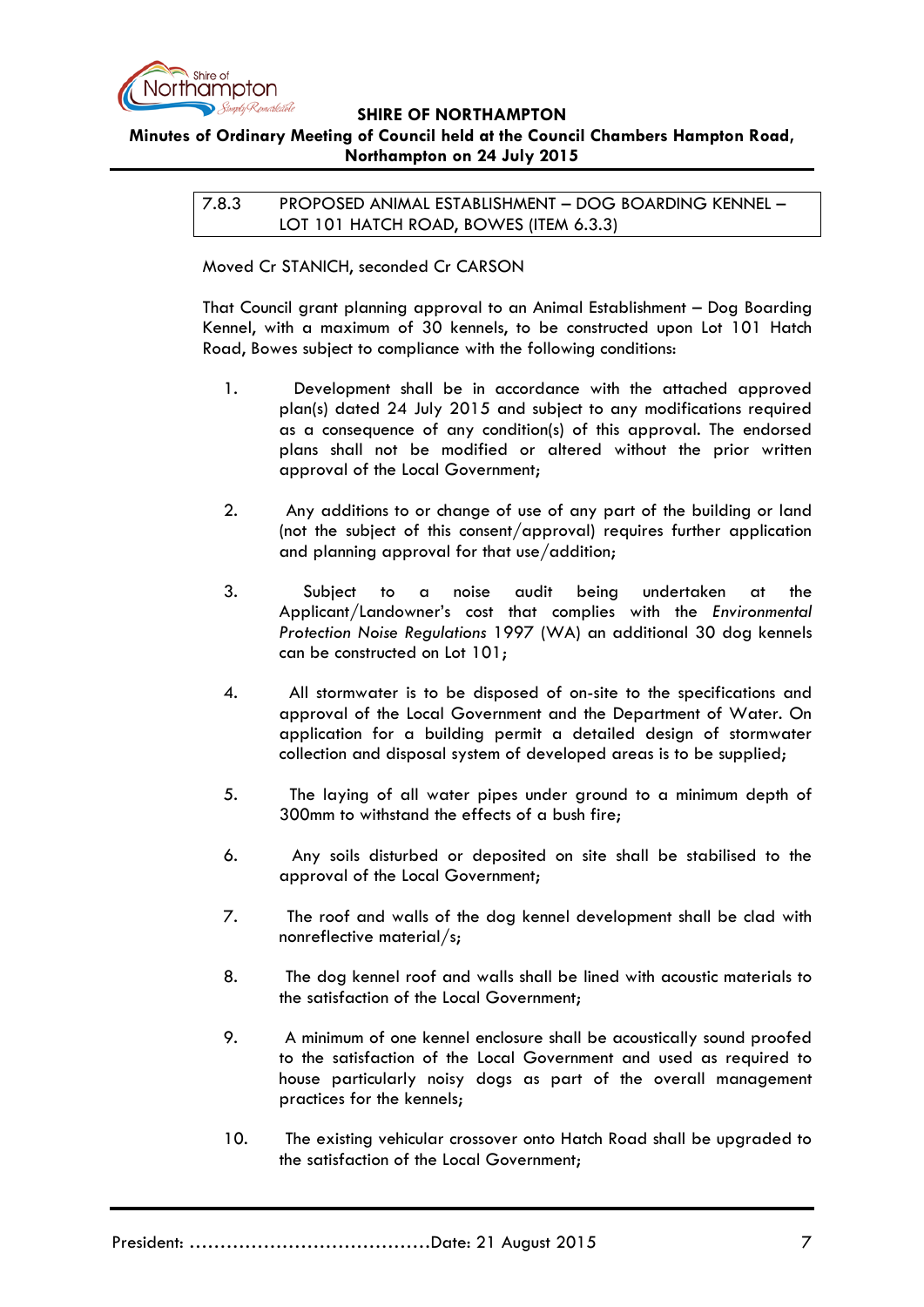### 7.8.3 PROPOSED ANIMAL ESTABLISHMENT – DOG BOARDING KENNEL – LOT 101 HATCH ROAD, BOWES (ITEM 6.3.3)

Moved Cr STANICH, seconded Cr CARSON

That Council grant planning approval to an Animal Establishment – Dog Boarding Kennel, with a maximum of 30 kennels, to be constructed upon Lot 101 Hatch Road, Bowes subject to compliance with the following conditions:

1. Development shall be in accordance with the attached approved plan(s) dated 24 July 2015 and subject to any modifications required as a consequence of any condition(s) of this approval. The endorsed plans shall not be modified or altered without the prior written approval of the Local Government;

2. Any additions to or change of use of any part of the building or land (not the subject of this consent/approval) requires further application and planning approval for that use/addition;

3. Subject to a noise audit being undertaken at the Applicant/Landowner's cost that complies with the *Environmental Protection Noise Regulations* 1997 (WA) an additional 30 dog kennels can be constructed on Lot 101;

4. All stormwater is to be disposed of on-site to the specifications and approval of the Local Government and the Department of Water. On application for a building permit a detailed design of stormwater collection and disposal system of developed areas is to be supplied;

5. The laying of all water pipes under ground to a minimum depth of 300mm to withstand the effects of a bush fire;

6. Any soils disturbed or deposited on site shall be stabilised to the approval of the Local Government;

7. The roof and walls of the dog kennel development shall be clad with nonreflective material/s;

8. The dog kennel roof and walls shall be lined with acoustic materials to the satisfaction of the Local Government;

9. A minimum of one kennel enclosure shall be acoustically sound proofed to the satisfaction of the Local Government and used as required to house particularly noisy dogs as part of the overall management practices for the kennels;

10. The existing vehicular crossover onto Hatch Road shall be upgraded to the satisfaction of the Local Government;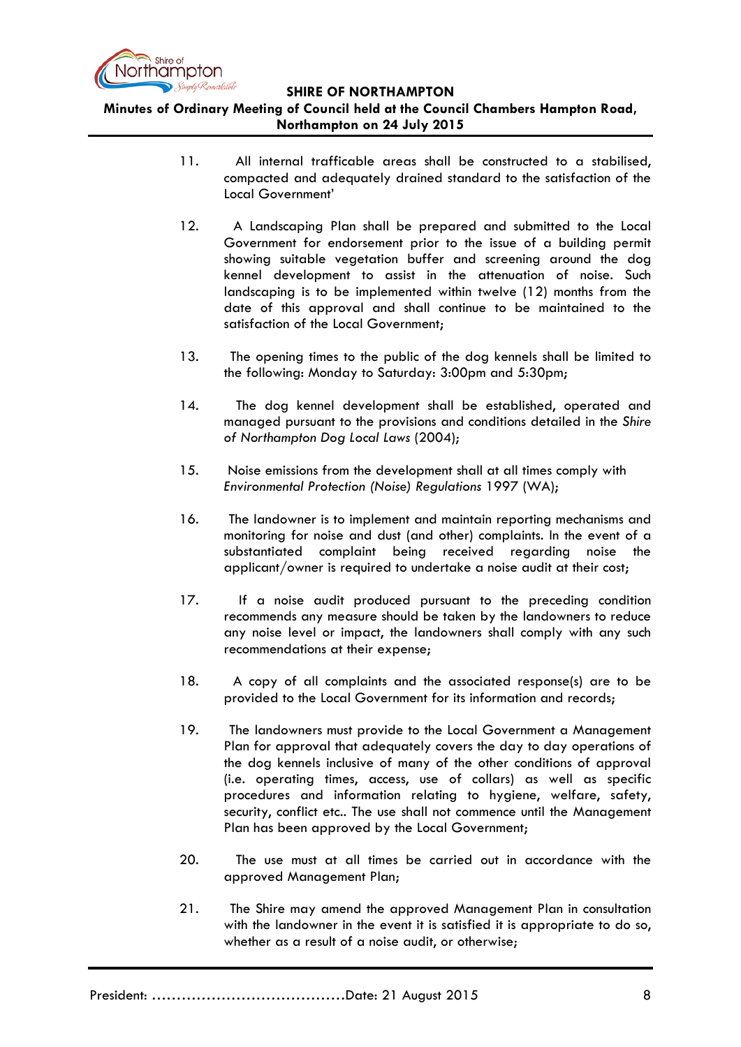11. All internal trafficable areas shall be constructed to a stabilised, compacted and adequately drained standard to the satisfaction of the Local Government'

12. A Landscaping Plan shall be prepared and submitted to the Local Government for endorsement prior to the issue of a building permit showing suitable vegetation buffer and screening around the dog kennel development to assist in the attenuation of noise. Such landscaping is to be implemented within twelve (12) months from the date of this approval and shall continue to be maintained to the satisfaction of the Local Government;

13. The opening times to the public of the dog kennels shall be limited to the following: Monday to Saturday: 3:00pm and 5:30pm;

14. The dog kennel development shall be established, operated and managed pursuant to the provisions and conditions detailed in the *Shire of Northampton Dog Local Laws* (2004);

15. Noise emissions from the development shall at all times comply with *Environmental Protection (Noise) Regulations* 1997 (WA);

16. The landowner is to implement and maintain reporting mechanisms and monitoring for noise and dust (and other) complaints. In the event of a substantiated complaint being received regarding noise the applicant/owner is required to undertake a noise audit at their cost;

17. If a noise audit produced pursuant to the preceding condition recommends any measure should be taken by the landowners to reduce any noise level or impact, the landowners shall comply with any such recommendations at their expense;

18. A copy of all complaints and the associated response(s) are to be provided to the Local Government for its information and records;

19. The landowners must provide to the Local Government a Management Plan for approval that adequately covers the day to day operations of the dog kennels inclusive of many of the other conditions of approval (i.e. operating times, access, use of collars) as well as specific procedures and information relating to hygiene, welfare, safety, security, conflict etc.. The use shall not commence until the Management Plan has been approved by the Local Government;

20. The use must at all times be carried out in accordance with the approved Management Plan;

21. The Shire may amend the approved Management Plan in consultation with the landowner in the event it is satisfied it is appropriate to do so, whether as a result of a noise audit, or otherwise;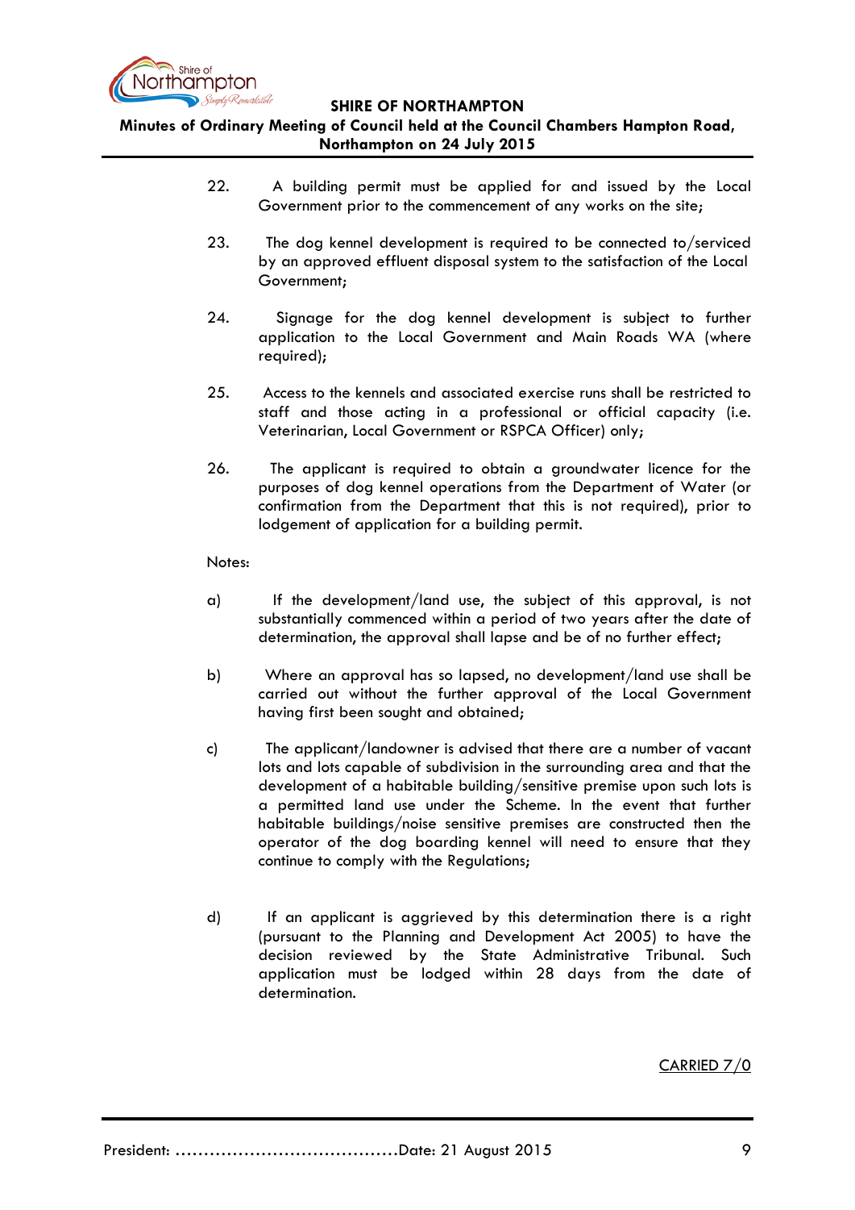22. A building permit must be applied for and issued by the Local Government prior to the commencement of any works on the site;

23. The dog kennel development is required to be connected to/serviced by an approved effluent disposal system to the satisfaction of the Local Government;

24. Signage for the dog kennel development is subject to further application to the Local Government and Main Roads WA (where required);

25. Access to the kennels and associated exercise runs shall be restricted to staff and those acting in a professional or official capacity (i.e. Veterinarian, Local Government or RSPCA Officer) only;

26. The applicant is required to obtain a groundwater licence for the purposes of dog kennel operations from the Department of Water (or confirmation from the Department that this is not required), prior to lodgement of application for a building permit.

Notes:

a) If the development/land use, the subject of this approval, is not substantially commenced within a period of two years after the date of determination, the approval shall lapse and be of no further effect;

b) Where an approval has so lapsed, no development/land use shall be carried out without the further approval of the Local Government having first been sought and obtained;

c) The applicant/landowner is advised that there are a number of vacant lots and lots capable of subdivision in the surrounding area and that the development of a habitable building/sensitive premise upon such lots is a permitted land use under the Scheme. In the event that further habitable buildings/noise sensitive premises are constructed then the operator of the dog boarding kennel will need to ensure that they continue to comply with the Regulations;

d) If an applicant is aggrieved by this determination there is a right (pursuant to the Planning and Development Act 2005) to have the decision reviewed by the State Administrative Tribunal. Such application must be lodged within 28 days from the date of determination.

CARRIED 7/0

President: ……………………………………Date: 21 August 2015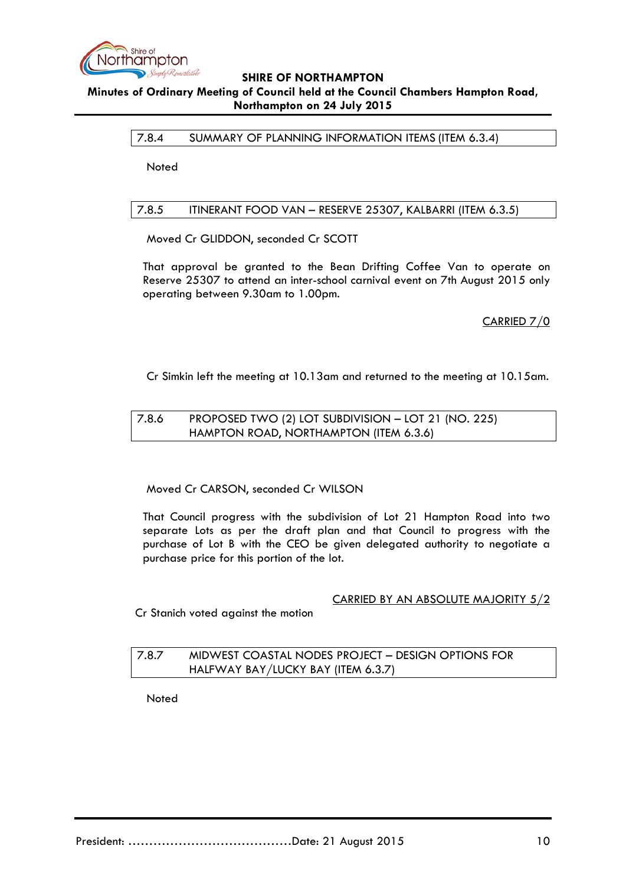### 7.8.4 SUMMARY OF PLANNING INFORMATION ITEMS (ITEM 6.3.4)

Noted

### 7.8.5 ITINERANT FOOD VAN – RESERVE 25307, KALBARRI (ITEM 6.3.5)

Moved Cr GLIDDON, seconded Cr SCOTT

That approval be granted to the Bean Drifting Coffee Van to operate on Reserve 25307 to attend an inter-school carnival event on 7th August 2015 only operating between 9.30am to 1.00pm.

CARRIED 7/0

Cr Simkin left the meeting at 10.13am and returned to the meeting at 10.15am.

### 7.8.6 PROPOSED TWO (2) LOT SUBDIVISION – LOT 21 (NO. 225) HAMPTON ROAD, NORTHAMPTON (ITEM 6.3.6)

Moved Cr CARSON, seconded Cr WILSON

That Council progress with the subdivision of Lot 21 Hampton Road into two separate Lots as per the draft plan and that Council to progress with the purchase of Lot B with the CEO be given delegated authority to negotiate a purchase price for this portion of the lot.

CARRIED BY AN ABSOLUTE MAJORITY 5/2

Cr Stanich voted against the motion

### 7.8.7 MIDWEST COASTAL NODES PROJECT – DESIGN OPTIONS FOR HALFWAY BAY/LUCKY BAY (ITEM 6.3.7)

Noted

President: ......................................Date: 21 August 2015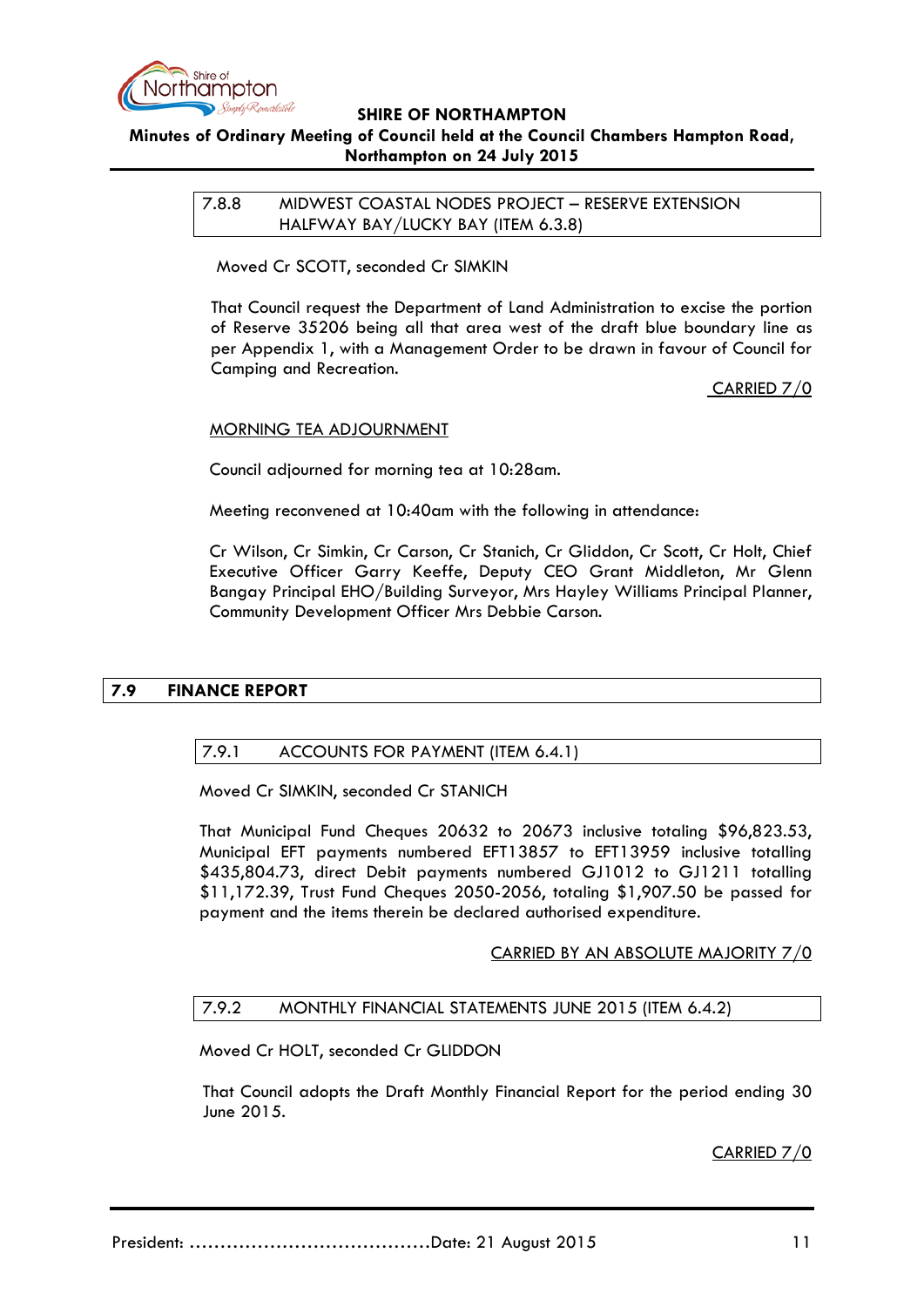### 7.8.8 MIDWEST COASTAL NODES PROJECT – RESERVE EXTENSION HALFWAY BAY/LUCKY BAY (ITEM 6.3.8)

Moved Cr SCOTT, seconded Cr SIMKIN

That Council request the Department of Land Administration to excise the portion of Reserve 35206 being all that area west of the draft blue boundary line as per Appendix 1, with a Management Order to be drawn in favour of Council for Camping and Recreation.

CARRIED 7/0

MORNING TEA ADJOURNMENT

Council adjourned for morning tea at 10:28am.

Meeting reconvened at 10:40am with the following in attendance:

Cr Wilson, Cr Simkin, Cr Carson, Cr Stanich, Cr Gliddon, Cr Scott, Cr Holt, Chief Executive Officer Garry Keeffe, Deputy CEO Grant Middleton, Mr Glenn Bangay Principal EHO/Building Surveyor, Mrs Hayley Williams Principal Planner, Community Development Officer Mrs Debbie Carson.

## 7.9 FINANCE REPORT

### 7.9.1 ACCOUNTS FOR PAYMENT (ITEM 6.4.1)

Moved Cr SIMKIN, seconded Cr STANICH

That Municipal Fund Cheques 20632 to 20673 inclusive totaling $96,823.53, Municipal EFT payments numbered EFT13857 to EFT13959 inclusive totalling $435,804.73, direct Debit payments numbered GJ1012 to GJ1211 totalling $11,172.39, Trust Fund Cheques 2050-2056, totaling $1,907.50 be passed for payment and the items therein be declared authorised expenditure.

CARRIED BY AN ABSOLUTE MAJORITY 7/0

### 7.9.2 MONTHLY FINANCIAL STATEMENTS JUNE 2015 (ITEM 6.4.2)

Moved Cr HOLT, seconded Cr GLIDDON

That Council adopts the Draft Monthly Financial Report for the period ending 30 June 2015.

CARRIED 7/0

President: ......................................Date: 21 August 2015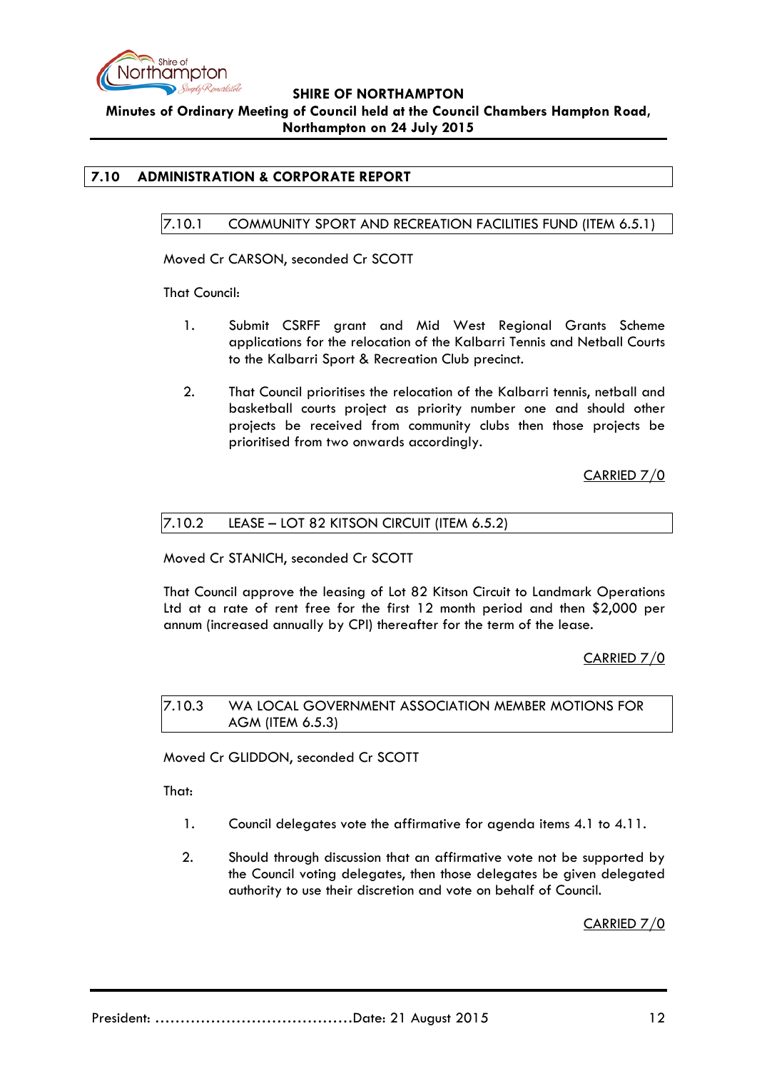## 7.10 ADMINISTRATION & CORPORATE REPORT

### 7.10.1 COMMUNITY SPORT AND RECREATION FACILITIES FUND (ITEM 6.5.1)

Moved Cr CARSON, seconded Cr SCOTT

That Council:

1. Submit CSRFF grant and Mid West Regional Grants Scheme applications for the relocation of the Kalbarri Tennis and Netball Courts to the Kalbarri Sport & Recreation Club precinct.

2. That Council prioritises the relocation of the Kalbarri tennis, netball and basketball courts project as priority number one and should other projects be received from community clubs then those projects be prioritised from two onwards accordingly.

CARRIED 7/0

### 7.10.2 LEASE – LOT 82 KITSON CIRCUIT (ITEM 6.5.2)

Moved Cr STANICH, seconded Cr SCOTT

That Council approve the leasing of Lot 82 Kitson Circuit to Landmark Operations Ltd at a rate of rent free for the first 12 month period and then $2,000 per annum (increased annually by CPI) thereafter for the term of the lease.

CARRIED 7/0

### 7.10.3 WA LOCAL GOVERNMENT ASSOCIATION MEMBER MOTIONS FOR AGM (ITEM 6.5.3)

Moved Cr GLIDDON, seconded Cr SCOTT

That:

1. Council delegates vote the affirmative for agenda items 4.1 to 4.11.

2. Should through discussion that an affirmative vote not be supported by the Council voting delegates, then those delegates be given delegated authority to use their discretion and vote on behalf of Council.

CARRIED 7/0

President: ………………………………… Date: 21 August 2015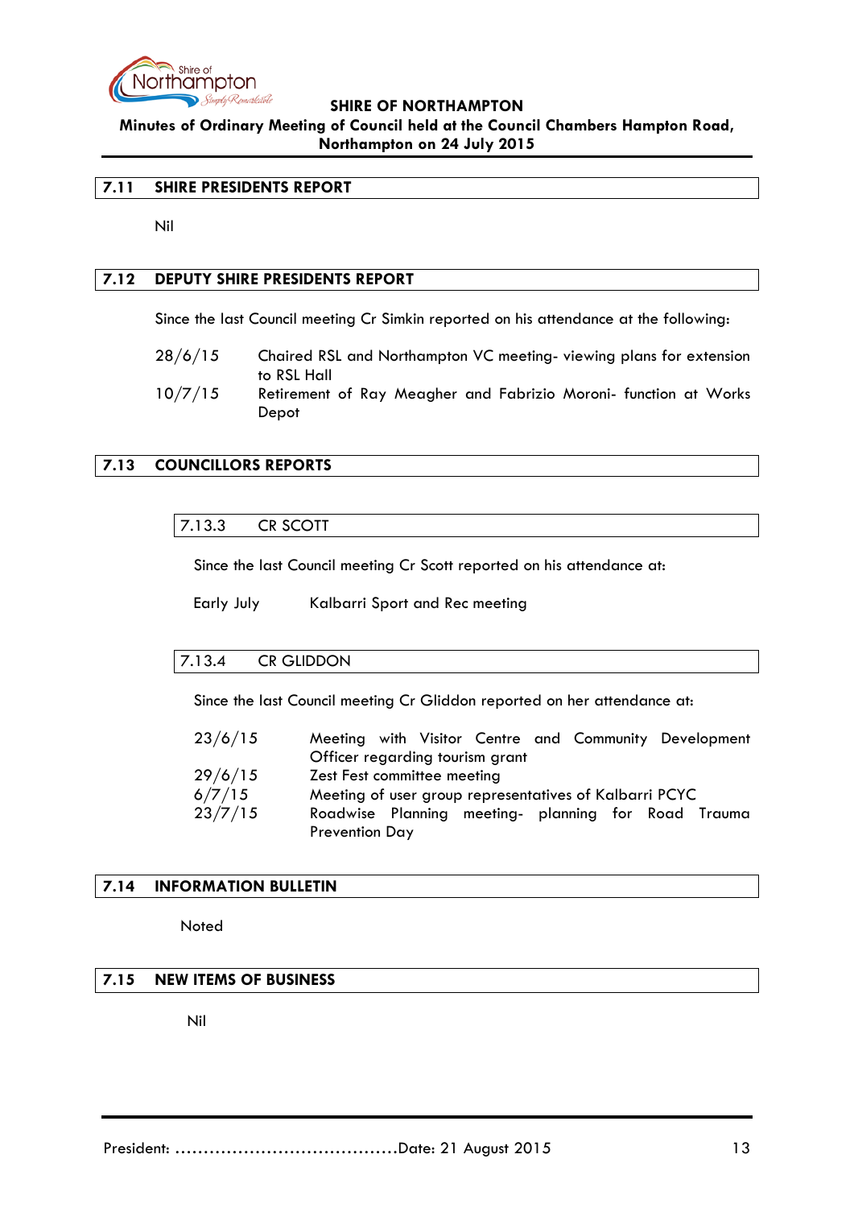## 7.11 SHIRE PRESIDENTS REPORT

Nil

## 7.12 DEPUTY SHIRE PRESIDENTS REPORT

Since the last Council meeting Cr Simkin reported on his attendance at the following:

| | |
|---|---|
| 28/6/15 | Chaired RSL and Northampton VC meeting- viewing plans for extension to RSL Hall |
| 10/7/15 | Retirement of Ray Meagher and Fabrizio Moroni- function at Works Depot |

## 7.13 COUNCILLORS REPORTS

### 7.13.3 CR SCOTT

Since the last Council meeting Cr Scott reported on his attendance at:

| | |
|---|---|
| Early July | Kalbarri Sport and Rec meeting |

### 7.13.4 CR GLIDDON

Since the last Council meeting Cr Gliddon reported on her attendance at:

| | |
|---|---|
| 23/6/15 | Meeting with Visitor Centre and Community Development Officer regarding tourism grant |
| 29/6/15 | Zest Fest committee meeting |
| 6/7/15 | Meeting of user group representatives of Kalbarri PCYC |
| 23/7/15 | Roadwise Planning meeting- planning for Road Trauma Prevention Day |

## 7.14 INFORMATION BULLETIN

Noted

## 7.15 NEW ITEMS OF BUSINESS

Nil

President: ………………………………….Date: 21 August 2015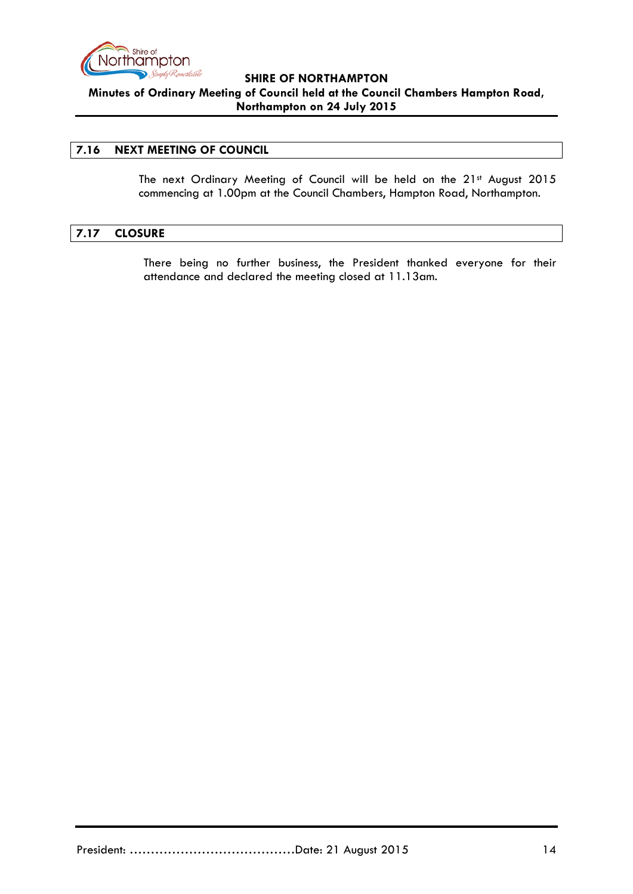## 7.16 NEXT MEETING OF COUNCIL

The next Ordinary Meeting of Council will be held on the 21st August 2015 commencing at 1.00pm at the Council Chambers, Hampton Road, Northampton.

## 7.17 CLOSURE

There being no further business, the President thanked everyone for their attendance and declared the meeting closed at 11.13am.

President: ………………………………….Date: 21 August 2015